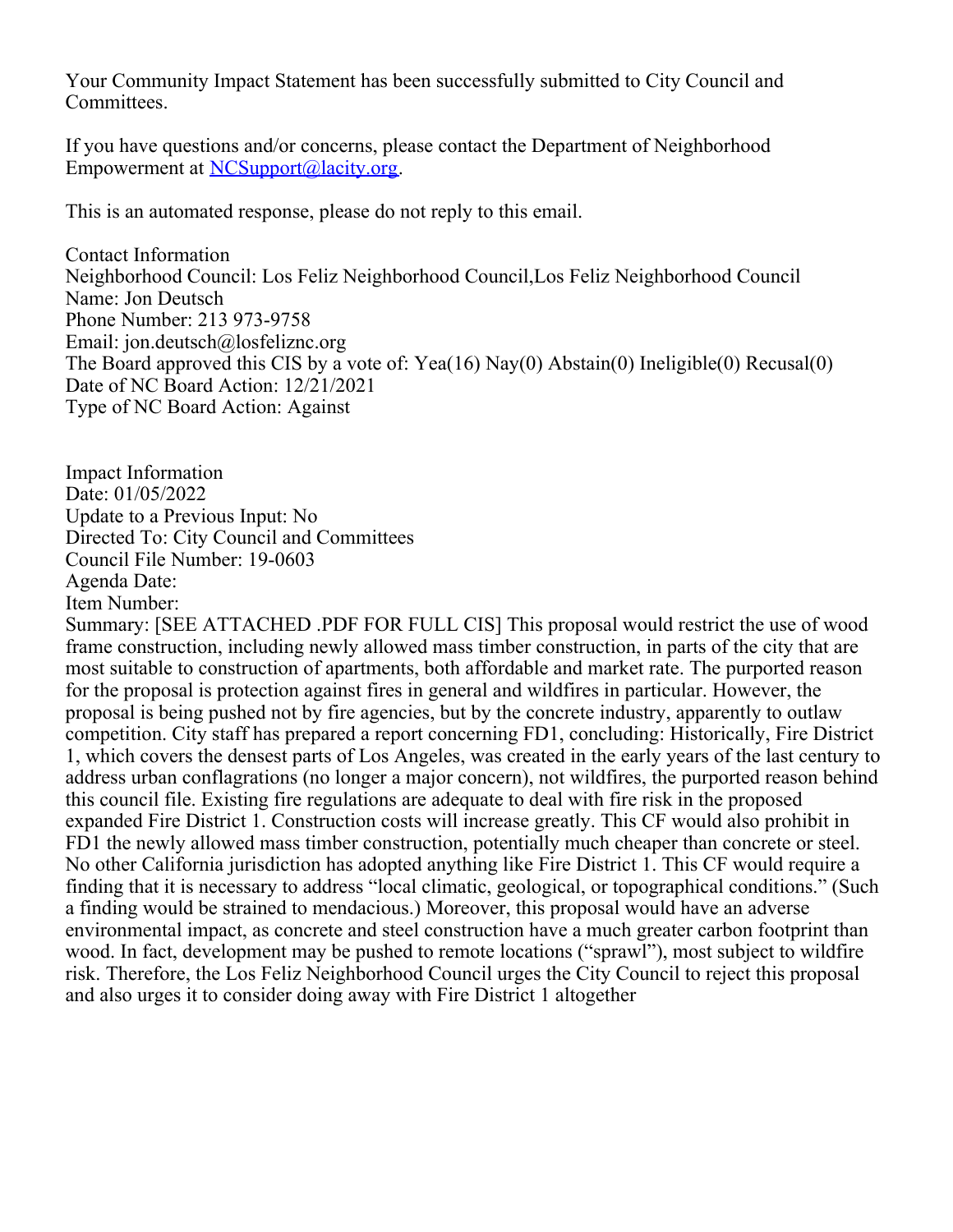Your Community Impact Statement has been successfully submitted to City Council and Committees.

If you have questions and/or concerns, please contact the Department of Neighborhood Empowerment at NCSupport@lacity.org.

This is an automated response, please do not reply to this email.

Contact Information
Neighborhood Council: Los Feliz Neighborhood Council,Los Feliz Neighborhood Council
Name: Jon Deutsch
Phone Number: 213 973-9758
Email: jon.deutsch@losfeliznc.org
The Board approved this CIS by a vote of: Yea(16) Nay(0) Abstain(0) Ineligible(0) Recusal(0)
Date of NC Board Action: 12/21/2021
Type of NC Board Action: Against

Impact Information
Date: 01/05/2022
Update to a Previous Input: No
Directed To: City Council and Committees
Council File Number: 19-0603
Agenda Date:
Item Number:
Summary: [SEE ATTACHED .PDF FOR FULL CIS] This proposal would restrict the use of wood frame construction, including newly allowed mass timber construction, in parts of the city that are most suitable to construction of apartments, both affordable and market rate. The purported reason for the proposal is protection against fires in general and wildfires in particular. However, the proposal is being pushed not by fire agencies, but by the concrete industry, apparently to outlaw competition. City staff has prepared a report concerning FD1, concluding: Historically, Fire District 1, which covers the densest parts of Los Angeles, was created in the early years of the last century to address urban conflagrations (no longer a major concern), not wildfires, the purported reason behind this council file. Existing fire regulations are adequate to deal with fire risk in the proposed expanded Fire District 1. Construction costs will increase greatly. This CF would also prohibit in FD1 the newly allowed mass timber construction, potentially much cheaper than concrete or steel. No other California jurisdiction has adopted anything like Fire District 1. This CF would require a finding that it is necessary to address "local climatic, geological, or topographical conditions." (Such a finding would be strained to mendacious.) Moreover, this proposal would have an adverse environmental impact, as concrete and steel construction have a much greater carbon footprint than wood. In fact, development may be pushed to remote locations ("sprawl"), most subject to wildfire risk. Therefore, the Los Feliz Neighborhood Council urges the City Council to reject this proposal and also urges it to consider doing away with Fire District 1 altogether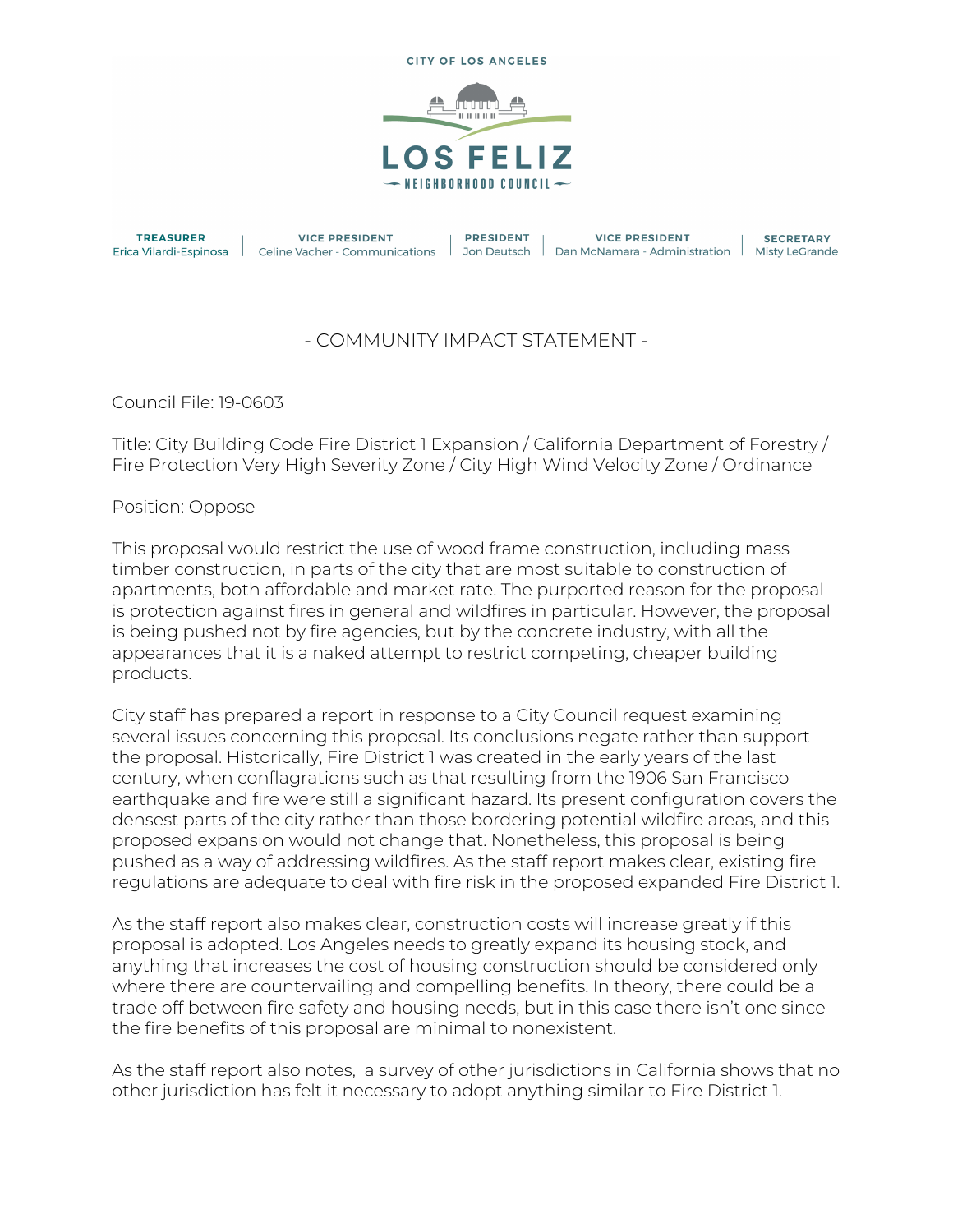CITY OF LOS ANGELES

# LOS FELIZ

NEIGHBORHOOD COUNCIL

| TREASURER | VICE PRESIDENT | PRESIDENT | VICE PRESIDENT | SECRETARY |
|---|---|---|---|---|
| Erica Vilardi-Espinosa | Celine Vacher - Communications | Jon Deutsch | Dan McNamara - Administration | Misty LeGrande |

## - COMMUNITY IMPACT STATEMENT -

Council File: 19-0603

Title: City Building Code Fire District 1 Expansion / California Department of Forestry / Fire Protection Very High Severity Zone / City High Wind Velocity Zone / Ordinance

Position: Oppose

This proposal would restrict the use of wood frame construction, including mass timber construction, in parts of the city that are most suitable to construction of apartments, both affordable and market rate. The purported reason for the proposal is protection against fires in general and wildfires in particular. However, the proposal is being pushed not by fire agencies, but by the concrete industry, with all the appearances that it is a naked attempt to restrict competing, cheaper building products.

City staff has prepared a report in response to a City Council request examining several issues concerning this proposal. Its conclusions negate rather than support the proposal. Historically, Fire District 1 was created in the early years of the last century, when conflagrations such as that resulting from the 1906 San Francisco earthquake and fire were still a significant hazard. Its present configuration covers the densest parts of the city rather than those bordering potential wildfire areas, and this proposed expansion would not change that. Nonetheless, this proposal is being pushed as a way of addressing wildfires. As the staff report makes clear, existing fire regulations are adequate to deal with fire risk in the proposed expanded Fire District 1.

As the staff report also makes clear, construction costs will increase greatly if this proposal is adopted. Los Angeles needs to greatly expand its housing stock, and anything that increases the cost of housing construction should be considered only where there are countervailing and compelling benefits. In theory, there could be a trade off between fire safety and housing needs, but in this case there isn't one since the fire benefits of this proposal are minimal to nonexistent.

As the staff report also notes, a survey of other jurisdictions in California shows that no other jurisdiction has felt it necessary to adopt anything similar to Fire District 1.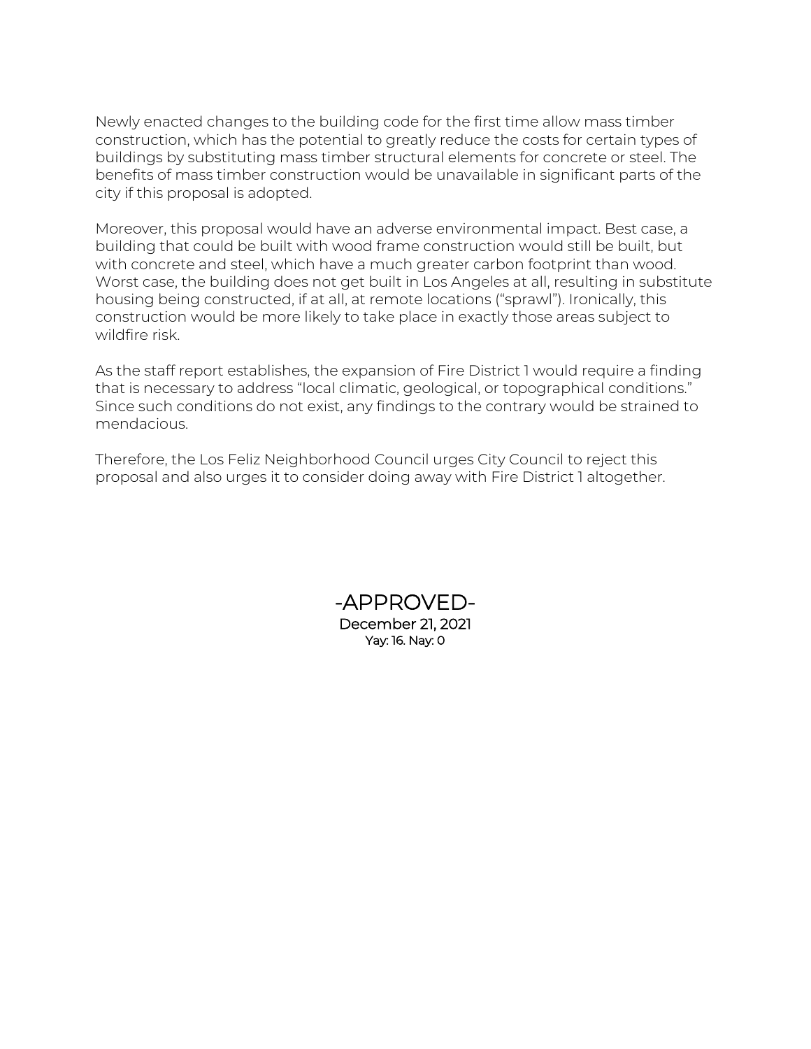Newly enacted changes to the building code for the first time allow mass timber construction, which has the potential to greatly reduce the costs for certain types of buildings by substituting mass timber structural elements for concrete or steel. The benefits of mass timber construction would be unavailable in significant parts of the city if this proposal is adopted.

Moreover, this proposal would have an adverse environmental impact. Best case, a building that could be built with wood frame construction would still be built, but with concrete and steel, which have a much greater carbon footprint than wood. Worst case, the building does not get built in Los Angeles at all, resulting in substitute housing being constructed, if at all, at remote locations ("sprawl"). Ironically, this construction would be more likely to take place in exactly those areas subject to wildfire risk.

As the staff report establishes, the expansion of Fire District 1 would require a finding that is necessary to address "local climatic, geological, or topographical conditions." Since such conditions do not exist, any findings to the contrary would be strained to mendacious.

Therefore, the Los Feliz Neighborhood Council urges City Council to reject this proposal and also urges it to consider doing away with Fire District 1 altogether.

-APPROVED-

December 21, 2021

Yay: 16. Nay: 0